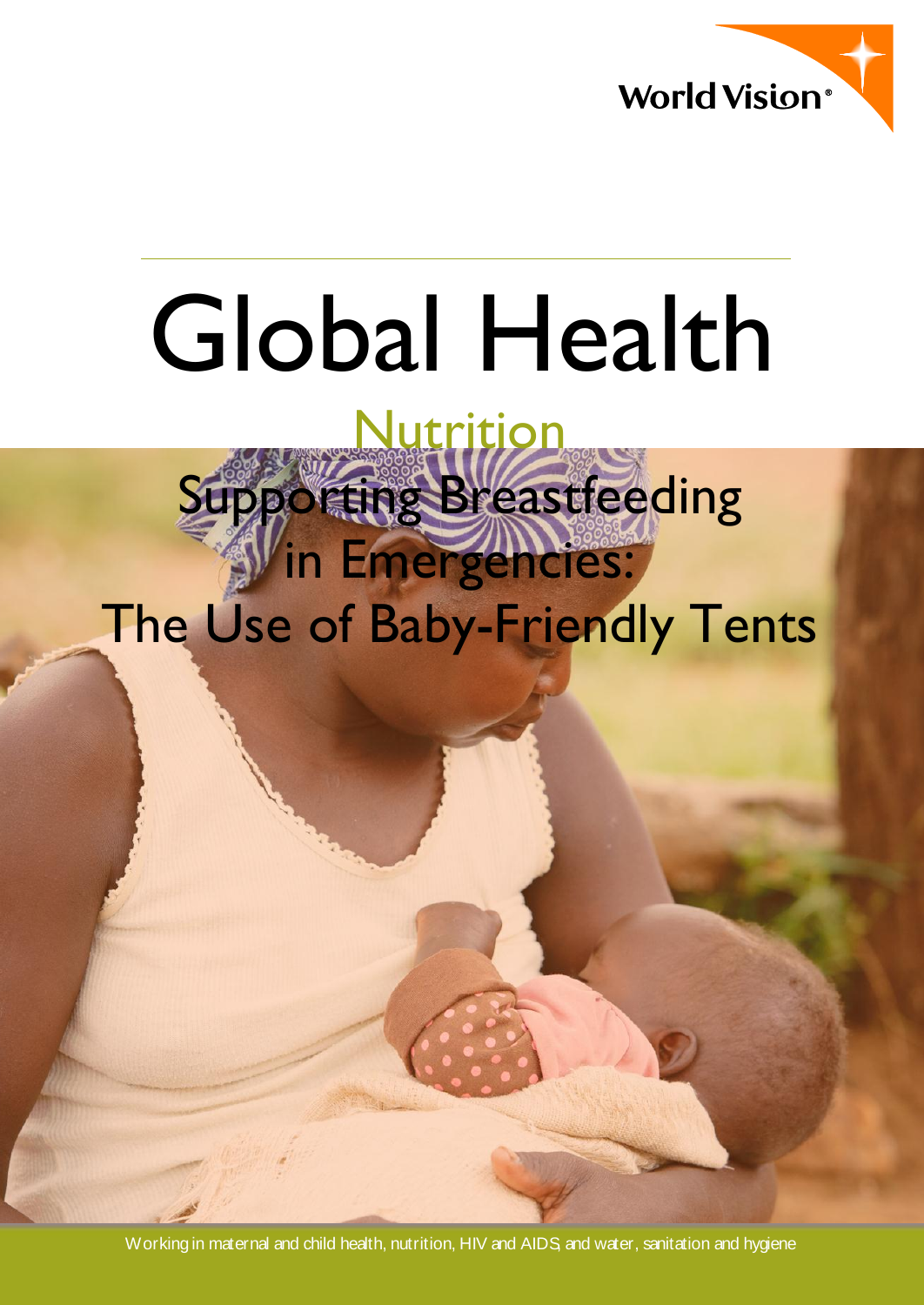World Vision

# Global Health

## Nutrition

## Supporting Breastfeeding in Emergencies: The Use of Baby-Friendly Tents

Working in maternal and child health, nutrition, HIV and AIDS, and water, sanitation and hygiene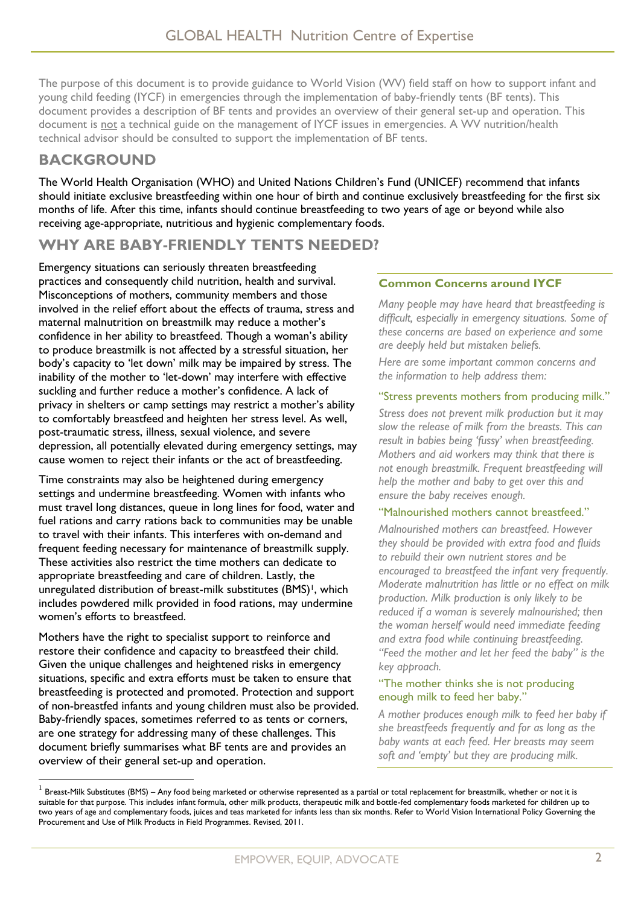The purpose of this document is to provide guidance to World Vision (WV) field staff on how to support infant and young child feeding (IYCF) in emergencies through the implementation of baby-friendly tents (BF tents). This document provides a description of BF tents and provides an overview of their general set-up and operation. This document is not a technical guide on the management of IYCF issues in emergencies. A WV nutrition/health technical advisor should be consulted to support the implementation of BF tents.

## BACKGROUND

The World Health Organisation (WHO) and United Nations Children's Fund (UNICEF) recommend that infants should initiate exclusive breastfeeding within one hour of birth and continue exclusively breastfeeding for the first six months of life. After this time, infants should continue breastfeeding to two years of age or beyond while also receiving age-appropriate, nutritious and hygienic complementary foods.

## WHY ARE BABY-FRIENDLY TENTS NEEDED?

Emergency situations can seriously threaten breastfeeding practices and consequently child nutrition, health and survival. Misconceptions of mothers, community members and those involved in the relief effort about the effects of trauma, stress and maternal malnutrition on breastmilk may reduce a mother's confidence in her ability to breastfeed. Though a woman's ability to produce breastmilk is not affected by a stressful situation, her body's capacity to 'let down' milk may be impaired by stress. The inability of the mother to 'let-down' may interfere with effective suckling and further reduce a mother's confidence. A lack of privacy in shelters or camp settings may restrict a mother's ability to comfortably breastfeed and heighten her stress level. As well, post-traumatic stress, illness, sexual violence, and severe depression, all potentially elevated during emergency settings, may cause women to reject their infants or the act of breastfeeding.

Time constraints may also be heightened during emergency settings and undermine breastfeeding. Women with infants who must travel long distances, queue in long lines for food, water and fuel rations and carry rations back to communities may be unable to travel with their infants. This interferes with on-demand and frequent feeding necessary for maintenance of breastmilk supply. These activities also restrict the time mothers can dedicate to appropriate breastfeeding and care of children. Lastly, the unregulated distribution of breast-milk substitutes (BMS)[1], which includes powdered milk provided in food rations, may undermine women's efforts to breastfeed.

Mothers have the right to specialist support to reinforce and restore their confidence and capacity to breastfeed their child. Given the unique challenges and heightened risks in emergency situations, specific and extra efforts must be taken to ensure that breastfeeding is protected and promoted. Protection and support of non-breastfed infants and young children must also be provided. Baby-friendly spaces, sometimes referred to as tents or corners, are one strategy for addressing many of these challenges. This document briefly summarises what BF tents are and provides an overview of their general set-up and operation.

### Common Concerns around IYCF

*Many people may have heard that breastfeeding is difficult, especially in emergency situations. Some of these concerns are based on experience and some are deeply held but mistaken beliefs.*

*Here are some important common concerns and the information to help address them:*

#### "Stress prevents mothers from producing milk."

*Stress does not prevent milk production but it may slow the release of milk from the breasts. This can result in babies being 'fussy' when breastfeeding. Mothers and aid workers may think that there is not enough breastmilk. Frequent breastfeeding will help the mother and baby to get over this and ensure the baby receives enough.*

#### "Malnourished mothers cannot breastfeed."

*Malnourished mothers can breastfeed. However they should be provided with extra food and fluids to rebuild their own nutrient stores and be encouraged to breastfeed the infant very frequently. Moderate malnutrition has little or no effect on milk production. Milk production is only likely to be reduced if a woman is severely malnourished; then the woman herself would need immediate feeding and extra food while continuing breastfeeding. "Feed the mother and let her feed the baby" is the key approach.*

#### "The mother thinks she is not producing enough milk to feed her baby."

*A mother produces enough milk to feed her baby if she breastfeeds frequently and for as long as the baby wants at each feed. Her breasts may seem soft and 'empty' but they are producing milk.*

---

[1] Breast-Milk Substitutes (BMS) – Any food being marketed or otherwise represented as a partial or total replacement for breastmilk, whether or not it is suitable for that purpose. This includes infant formula, other milk products, therapeutic milk and bottle-fed complementary foods marketed for children up to two years of age and complementary foods, juices and teas marketed for infants less than six months. Refer to World Vision International Policy Governing the Procurement and Use of Milk Products in Field Programmes. Revised, 2011.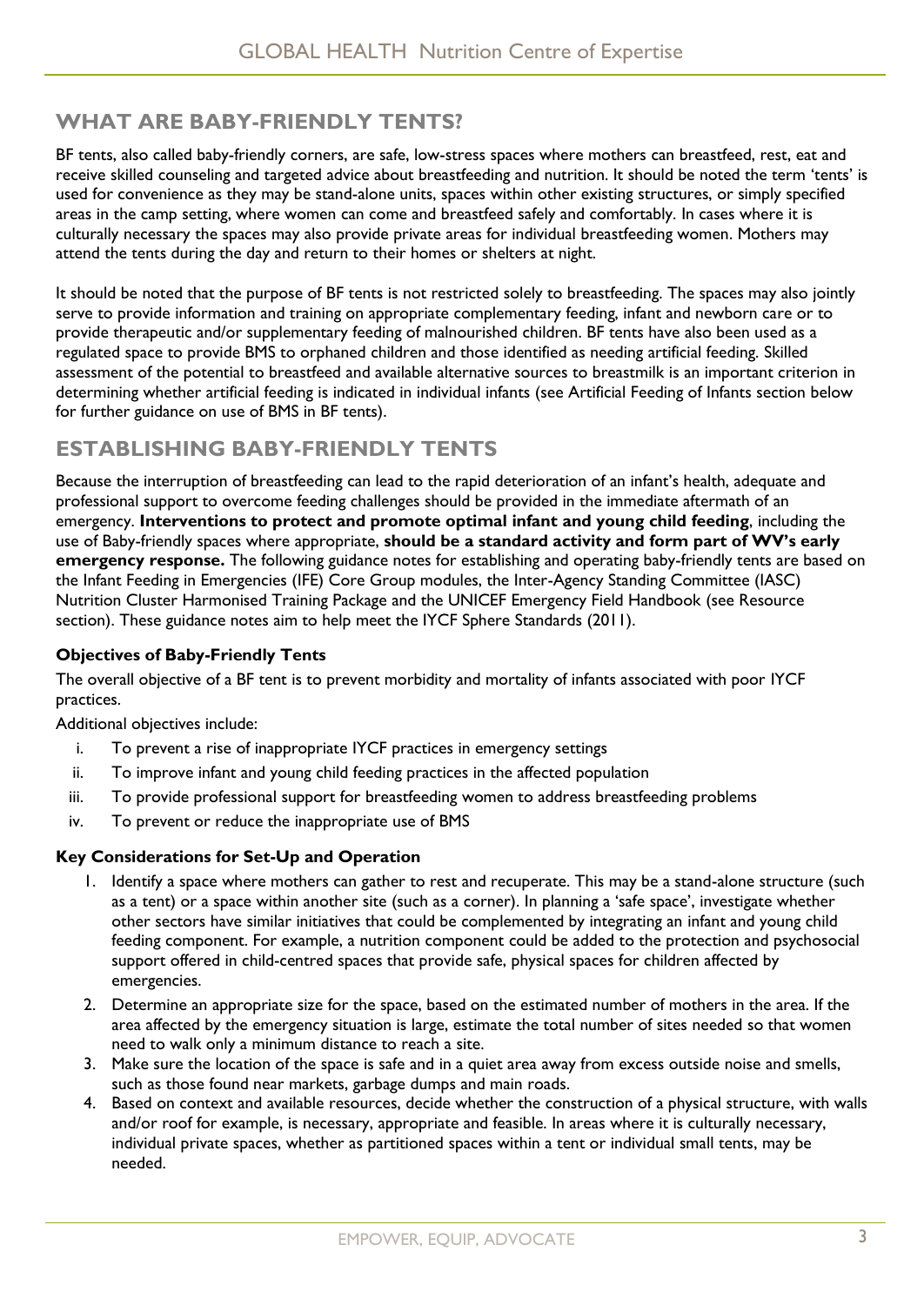## WHAT ARE BABY-FRIENDLY TENTS?

BF tents, also called baby-friendly corners, are safe, low-stress spaces where mothers can breastfeed, rest, eat and receive skilled counseling and targeted advice about breastfeeding and nutrition. It should be noted the term 'tents' is used for convenience as they may be stand-alone units, spaces within other existing structures, or simply specified areas in the camp setting, where women can come and breastfeed safely and comfortably. In cases where it is culturally necessary the spaces may also provide private areas for individual breastfeeding women. Mothers may attend the tents during the day and return to their homes or shelters at night.

It should be noted that the purpose of BF tents is not restricted solely to breastfeeding. The spaces may also jointly serve to provide information and training on appropriate complementary feeding, infant and newborn care or to provide therapeutic and/or supplementary feeding of malnourished children. BF tents have also been used as a regulated space to provide BMS to orphaned children and those identified as needing artificial feeding. Skilled assessment of the potential to breastfeed and available alternative sources to breastmilk is an important criterion in determining whether artificial feeding is indicated in individual infants (see Artificial Feeding of Infants section below for further guidance on use of BMS in BF tents).

## ESTABLISHING BABY-FRIENDLY TENTS

Because the interruption of breastfeeding can lead to the rapid deterioration of an infant's health, adequate and professional support to overcome feeding challenges should be provided in the immediate aftermath of an emergency. **Interventions to protect and promote optimal infant and young child feeding**, including the use of Baby-friendly spaces where appropriate, **should be a standard activity and form part of WV's early emergency response.** The following guidance notes for establishing and operating baby-friendly tents are based on the Infant Feeding in Emergencies (IFE) Core Group modules, the Inter-Agency Standing Committee (IASC) Nutrition Cluster Harmonised Training Package and the UNICEF Emergency Field Handbook (see Resource section). These guidance notes aim to help meet the IYCF Sphere Standards (2011).

### Objectives of Baby-Friendly Tents

The overall objective of a BF tent is to prevent morbidity and mortality of infants associated with poor IYCF practices.

Additional objectives include:

i. To prevent a rise of inappropriate IYCF practices in emergency settings
ii. To improve infant and young child feeding practices in the affected population
iii. To provide professional support for breastfeeding women to address breastfeeding problems
iv. To prevent or reduce the inappropriate use of BMS

### Key Considerations for Set-Up and Operation

1. Identify a space where mothers can gather to rest and recuperate. This may be a stand-alone structure (such as a tent) or a space within another site (such as a corner). In planning a 'safe space', investigate whether other sectors have similar initiatives that could be complemented by integrating an infant and young child feeding component. For example, a nutrition component could be added to the protection and psychosocial support offered in child-centred spaces that provide safe, physical spaces for children affected by emergencies.
2. Determine an appropriate size for the space, based on the estimated number of mothers in the area. If the area affected by the emergency situation is large, estimate the total number of sites needed so that women need to walk only a minimum distance to reach a site.
3. Make sure the location of the space is safe and in a quiet area away from excess outside noise and smells, such as those found near markets, garbage dumps and main roads.
4. Based on context and available resources, decide whether the construction of a physical structure, with walls and/or roof for example, is necessary, appropriate and feasible. In areas where it is culturally necessary, individual private spaces, whether as partitioned spaces within a tent or individual small tents, may be needed.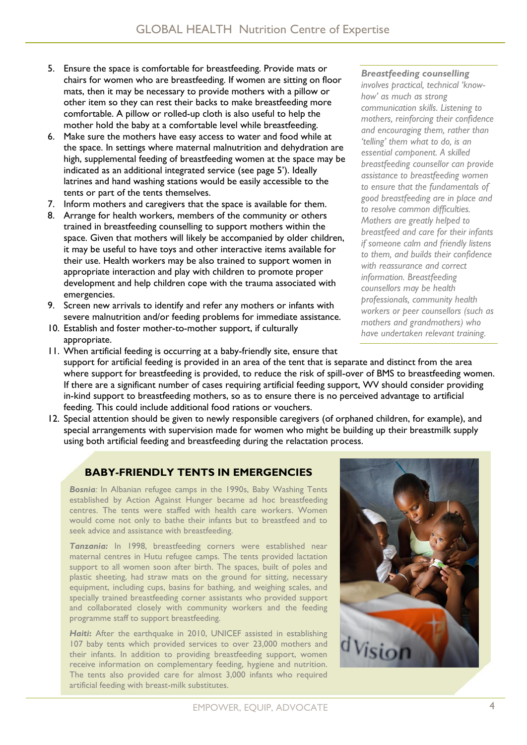5. Ensure the space is comfortable for breastfeeding. Provide mats or chairs for women who are breastfeeding. If women are sitting on floor mats, then it may be necessary to provide mothers with a pillow or other item so they can rest their backs to make breastfeeding more comfortable. A pillow or rolled-up cloth is also useful to help the mother hold the baby at a comfortable level while breastfeeding.
6. Make sure the mothers have easy access to water and food while at the space. In settings where maternal malnutrition and dehydration are high, supplemental feeding of breastfeeding women at the space may be indicated as an additional integrated service (see page 5'). Ideally latrines and hand washing stations would be easily accessible to the tents or part of the tents themselves.
7. Inform mothers and caregivers that the space is available for them.
8. Arrange for health workers, members of the community or others trained in breastfeeding counselling to support mothers within the space. Given that mothers will likely be accompanied by older children, it may be useful to have toys and other interactive items available for their use. Health workers may be also trained to support women in appropriate interaction and play with children to promote proper development and help children cope with the trauma associated with emergencies.
9. Screen new arrivals to identify and refer any mothers or infants with severe malnutrition and/or feeding problems for immediate assistance.
10. Establish and foster mother-to-mother support, if culturally appropriate.
11. When artificial feeding is occurring at a baby-friendly site, ensure that support for artificial feeding is provided in an area of the tent that is separate and distinct from the area where support for breastfeeding is provided, to reduce the risk of spill-over of BMS to breastfeeding women. If there are a significant number of cases requiring artificial feeding support, WV should consider providing in-kind support to breastfeeding mothers, so as to ensure there is no perceived advantage to artificial feeding. This could include additional food rations or vouchers.
12. Special attention should be given to newly responsible caregivers (of orphaned children, for example), and special arrangements with supervision made for women who might be building up their breastmilk supply using both artificial feeding and breastfeeding during the relactation process.

***Breastfeeding counselling*** *involves practical, technical 'know-how' as much as strong communication skills. Listening to mothers, reinforcing their confidence and encouraging them, rather than 'telling' them what to do, is an essential component. A skilled breastfeeding counsellor can provide assistance to breastfeeding women to ensure that the fundamentals of good breastfeeding are in place and to resolve common difficulties. Mothers are greatly helped to breastfeed and care for their infants if someone calm and friendly listens to them, and builds their confidence with reassurance and correct information. Breastfeeding counsellors may be health professionals, community health workers or peer counsellors (such as mothers and grandmothers) who have undertaken relevant training.*

## BABY-FRIENDLY TENTS IN EMERGENCIES

***Bosnia:*** In Albanian refugee camps in the 1990s, Baby Washing Tents established by Action Against Hunger became ad hoc breastfeeding centres. The tents were staffed with health care workers. Women would come not only to bathe their infants but to breastfeed and to seek advice and assistance with breastfeeding.

***Tanzania:*** In 1998, breastfeeding corners were established near maternal centres in Hutu refugee camps. The tents provided lactation support to all women soon after birth. The spaces, built of poles and plastic sheeting, had straw mats on the ground for sitting, necessary equipment, including cups, basins for bathing, and weighing scales, and specially trained breastfeeding corner assistants who provided support and collaborated closely with community workers and the feeding programme staff to support breastfeeding.

***Haiti:*** After the earthquake in 2010, UNICEF assisted in establishing 107 baby tents which provided services to over 23,000 mothers and their infants. In addition to providing breastfeeding support, women receive information on complementary feeding, hygiene and nutrition. The tents also provided care for almost 3,000 infants who required artificial feeding with breast-milk substitutes.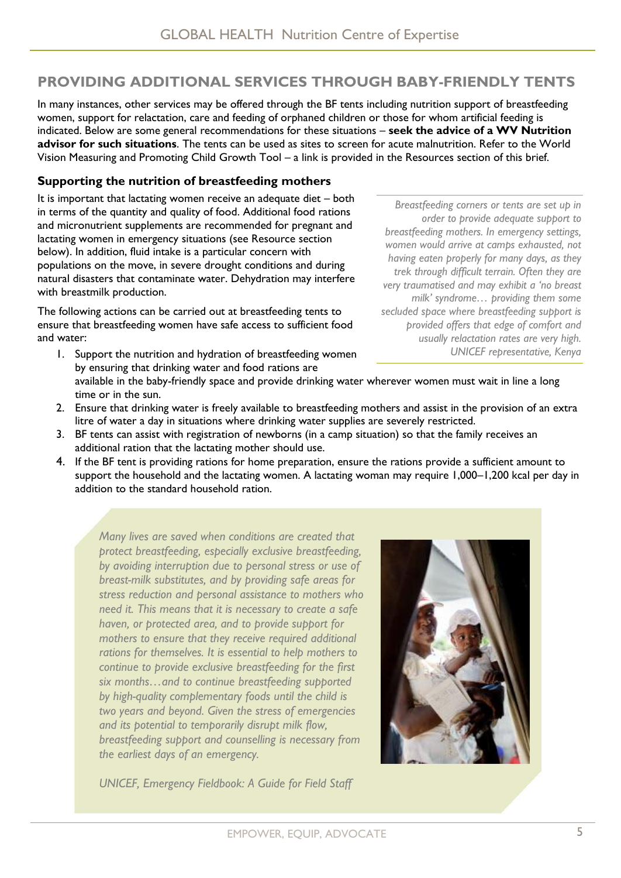## PROVIDING ADDITIONAL SERVICES THROUGH BABY-FRIENDLY TENTS

In many instances, other services may be offered through the BF tents including nutrition support of breastfeeding women, support for relactation, care and feeding of orphaned children or those for whom artificial feeding is indicated. Below are some general recommendations for these situations – **seek the advice of a WV Nutrition advisor for such situations**. The tents can be used as sites to screen for acute malnutrition. Refer to the World Vision Measuring and Promoting Child Growth Tool – a link is provided in the Resources section of this brief.

### Supporting the nutrition of breastfeeding mothers

It is important that lactating women receive an adequate diet – both in terms of the quantity and quality of food. Additional food rations and micronutrient supplements are recommended for pregnant and lactating women in emergency situations (see Resource section below). In addition, fluid intake is a particular concern with populations on the move, in severe drought conditions and during natural disasters that contaminate water. Dehydration may interfere with breastmilk production.

The following actions can be carried out at breastfeeding tents to ensure that breastfeeding women have safe access to sufficient food and water:

1. Support the nutrition and hydration of breastfeeding women by ensuring that drinking water and food rations are available in the baby-friendly space and provide drinking water wherever women must wait in line a long time or in the sun.
2. Ensure that drinking water is freely available to breastfeeding mothers and assist in the provision of an extra litre of water a day in situations where drinking water supplies are severely restricted.
3. BF tents can assist with registration of newborns (in a camp situation) so that the family receives an additional ration that the lactating mother should use.
4. If the BF tent is providing rations for home preparation, ensure the rations provide a sufficient amount to support the household and the lactating women. A lactating woman may require 1,000–1,200 kcal per day in addition to the standard household ration.

*Breastfeeding corners or tents are set up in order to provide adequate support to breastfeeding mothers. In emergency settings, women would arrive at camps exhausted, not having eaten properly for many days, as they trek through difficult terrain. Often they are very traumatised and may exhibit a 'no breast milk' syndrome… providing them some secluded space where breastfeeding support is provided offers that edge of comfort and usually relactation rates are very high.*
*UNICEF representative, Kenya*

*Many lives are saved when conditions are created that protect breastfeeding, especially exclusive breastfeeding, by avoiding interruption due to personal stress or use of breast-milk substitutes, and by providing safe areas for stress reduction and personal assistance to mothers who need it. This means that it is necessary to create a safe haven, or protected area, and to provide support for mothers to ensure that they receive required additional rations for themselves. It is essential to help mothers to continue to provide exclusive breastfeeding for the first six months…and to continue breastfeeding supported by high-quality complementary foods until the child is two years and beyond. Given the stress of emergencies and its potential to temporarily disrupt milk flow, breastfeeding support and counselling is necessary from the earliest days of an emergency.*

*UNICEF, Emergency Fieldbook: A Guide for Field Staff*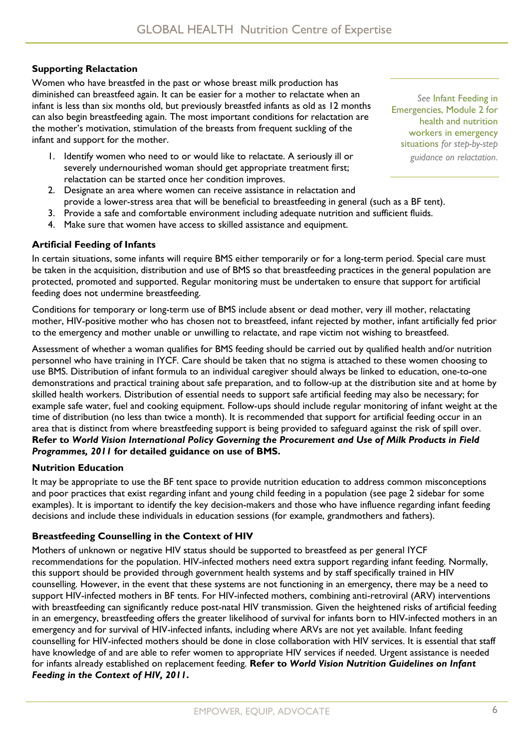## Supporting Relactation

Women who have breastfed in the past or whose breast milk production has diminished can breastfeed again. It can be easier for a mother to relactate when an infant is less than six months old, but previously breastfed infants as old as 12 months can also begin breastfeeding again. The most important conditions for relactation are the mother's motivation, stimulation of the breasts from frequent suckling of the infant and support for the mother.

*See* Infant Feeding in Emergencies, Module 2 for health and nutrition workers in emergency situations *for step-by-step guidance on relactation.*

1. Identify women who need to or would like to relactate. A seriously ill or severely undernourished woman should get appropriate treatment first; relactation can be started once her condition improves.
2. Designate an area where women can receive assistance in relactation and provide a lower-stress area that will be beneficial to breastfeeding in general (such as a BF tent).
3. Provide a safe and comfortable environment including adequate nutrition and sufficient fluids.
4. Make sure that women have access to skilled assistance and equipment.

## Artificial Feeding of Infants

In certain situations, some infants will require BMS either temporarily or for a long-term period. Special care must be taken in the acquisition, distribution and use of BMS so that breastfeeding practices in the general population are protected, promoted and supported. Regular monitoring must be undertaken to ensure that support for artificial feeding does not undermine breastfeeding.

Conditions for temporary or long-term use of BMS include absent or dead mother, very ill mother, relactating mother, HIV-positive mother who has chosen not to breastfeed, infant rejected by mother, infant artificially fed prior to the emergency and mother unable or unwilling to relactate, and rape victim not wishing to breastfeed.

Assessment of whether a woman qualifies for BMS feeding should be carried out by qualified health and/or nutrition personnel who have training in IYCF. Care should be taken that no stigma is attached to these women choosing to use BMS. Distribution of infant formula to an individual caregiver should always be linked to education, one-to-one demonstrations and practical training about safe preparation, and to follow-up at the distribution site and at home by skilled health workers. Distribution of essential needs to support safe artificial feeding may also be necessary; for example safe water, fuel and cooking equipment. Follow-ups should include regular monitoring of infant weight at the time of distribution (no less than twice a month). It is recommended that support for artificial feeding occur in an area that is distinct from where breastfeeding support is being provided to safeguard against the risk of spill over. **Refer to *World Vision International Policy Governing the Procurement and Use of Milk Products in Field Programmes, 2011* for detailed guidance on use of BMS.**

## Nutrition Education

It may be appropriate to use the BF tent space to provide nutrition education to address common misconceptions and poor practices that exist regarding infant and young child feeding in a population (see page 2 sidebar for some examples). It is important to identify the key decision-makers and those who have influence regarding infant feeding decisions and include these individuals in education sessions (for example, grandmothers and fathers).

## Breastfeeding Counselling in the Context of HIV

Mothers of unknown or negative HIV status should be supported to breastfeed as per general IYCF recommendations for the population. HIV-infected mothers need extra support regarding infant feeding. Normally, this support should be provided through government health systems and by staff specifically trained in HIV counselling. However, in the event that these systems are not functioning in an emergency, there may be a need to support HIV-infected mothers in BF tents. For HIV-infected mothers, combining anti-retroviral (ARV) interventions with breastfeeding can significantly reduce post-natal HIV transmission. Given the heightened risks of artificial feeding in an emergency, breastfeeding offers the greater likelihood of survival for infants born to HIV-infected mothers in an emergency and for survival of HIV-infected infants, including where ARVs are not yet available. Infant feeding counselling for HIV-infected mothers should be done in close collaboration with HIV services. It is essential that staff have knowledge of and are able to refer women to appropriate HIV services if needed. Urgent assistance is needed for infants already established on replacement feeding. **Refer to *World Vision Nutrition Guidelines on Infant Feeding in the Context of HIV, 2011*.**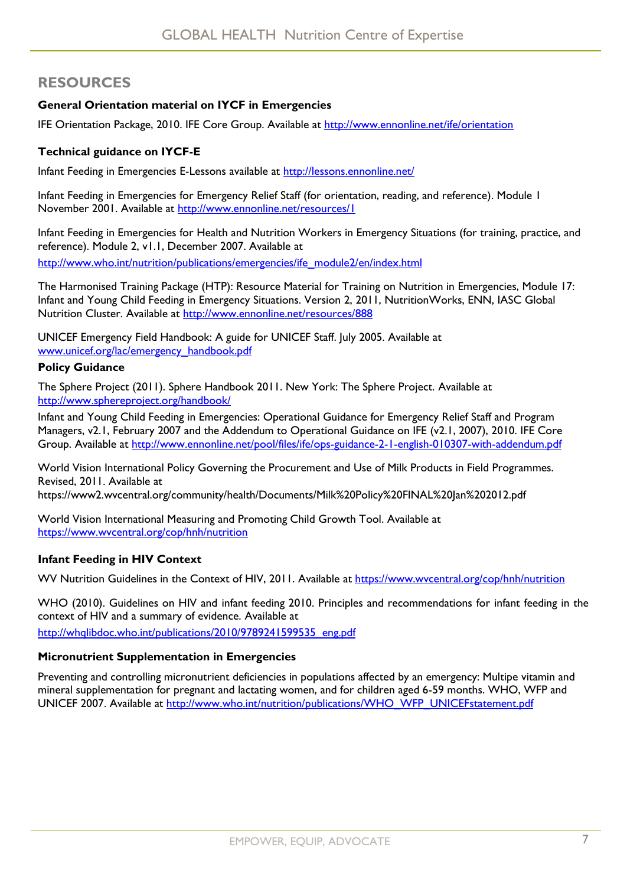## RESOURCES

**General Orientation material on IYCF in Emergencies**

IFE Orientation Package, 2010. IFE Core Group. Available at http://www.ennonline.net/ife/orientation

**Technical guidance on IYCF-E**

Infant Feeding in Emergencies E-Lessons available at http://lessons.ennonline.net/

Infant Feeding in Emergencies for Emergency Relief Staff (for orientation, reading, and reference). Module 1 November 2001. Available at http://www.ennonline.net/resources/1

Infant Feeding in Emergencies for Health and Nutrition Workers in Emergency Situations (for training, practice, and reference). Module 2, v1.1, December 2007. Available at http://www.who.int/nutrition/publications/emergencies/ife_module2/en/index.html

The Harmonised Training Package (HTP): Resource Material for Training on Nutrition in Emergencies, Module 17: Infant and Young Child Feeding in Emergency Situations. Version 2, 2011, NutritionWorks, ENN, IASC Global Nutrition Cluster. Available at http://www.ennonline.net/resources/888

UNICEF Emergency Field Handbook: A guide for UNICEF Staff. July 2005. Available at www.unicef.org/lac/emergency_handbook.pdf

**Policy Guidance**

The Sphere Project (2011). Sphere Handbook 2011. New York: The Sphere Project. Available at http://www.sphereproject.org/handbook/

Infant and Young Child Feeding in Emergencies: Operational Guidance for Emergency Relief Staff and Program Managers, v2.1, February 2007 and the Addendum to Operational Guidance on IFE (v2.1, 2007), 2010. IFE Core Group. Available at http://www.ennonline.net/pool/files/ife/ops-guidance-2-1-english-010307-with-addendum.pdf

World Vision International Policy Governing the Procurement and Use of Milk Products in Field Programmes. Revised, 2011. Available at https://www2.wvcentral.org/community/health/Documents/Milk%20Policy%20FINAL%20Jan%202012.pdf

World Vision International Measuring and Promoting Child Growth Tool. Available at https://www.wvcentral.org/cop/hnh/nutrition

**Infant Feeding in HIV Context**

WV Nutrition Guidelines in the Context of HIV, 2011. Available at https://www.wvcentral.org/cop/hnh/nutrition

WHO (2010). Guidelines on HIV and infant feeding 2010. Principles and recommendations for infant feeding in the context of HIV and a summary of evidence. Available at http://whqlibdoc.who.int/publications/2010/9789241599535_eng.pdf

**Micronutrient Supplementation in Emergencies**

Preventing and controlling micronutrient deficiencies in populations affected by an emergency: Multipe vitamin and mineral supplementation for pregnant and lactating women, and for children aged 6-59 months. WHO, WFP and UNICEF 2007. Available at http://www.who.int/nutrition/publications/WHO_WFP_UNICEFstatement.pdf